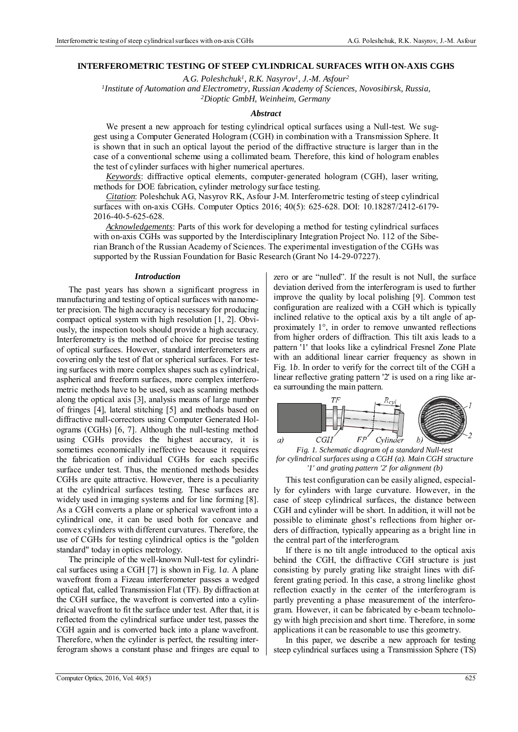# INTERFEROMETRIC TESTING OF STEEP CYLINDRICAL SURFACES WITH ON-AXIS CGHS

*A.G. Poleshchuk[1], R.K. Nasyrov[1], J.-M. Asfour[2]*

*[1]Institute of Automation and Electrometry, Russian Academy of Sciences, Novosibirsk, Russia,*
*[2]Dioptic GmbH, Weinheim, Germany*

### *Abstract*

We present a new approach for testing cylindrical optical surfaces using a Null-test. We suggest using a Computer Generated Hologram (CGH) in combination with a Transmission Sphere. It is shown that in such an optical layout the period of the diffractive structure is larger than in the case of a conventional scheme using a collimated beam. Therefore, this kind of hologram enables the test of cylinder surfaces with higher numerical apertures.

*Keywords*: diffractive optical elements, computer-generated hologram (CGH), laser writing, methods for DOE fabrication, cylinder metrology surface testing.

*Citation*: Poleshchuk AG, Nasyrov RK, Asfour J-M. Interferometric testing of steep cylindrical surfaces with on-axis CGHs. Computer Optics 2016; 40(5): 625-628. DOI: 10.18287/2412-6179-2016-40-5-625-628.

*Acknowledgements*: Parts of this work for developing a method for testing cylindrical surfaces with on-axis CGHs was supported by the Interdisciplinary Integration Project No. 112 of the Siberian Branch of the Russian Academy of Sciences. The experimental investigation of the CGHs was supported by the Russian Foundation for Basic Research (Grant No 14-29-07227).

### *Introduction*

The past years has shown a significant progress in manufacturing and testing of optical surfaces with nanometer precision. The high accuracy is necessary for producing compact optical system with high resolution [1, 2]. Obviously, the inspection tools should provide a high accuracy. Interferometry is the method of choice for precise testing of optical surfaces. However, standard interferometers are covering only the test of flat or spherical surfaces. For testing surfaces with more complex shapes such as cylindrical, aspherical and freeform surfaces, more complex interferometric methods have to be used, such as scanning methods along the optical axis [3], analysis means of large number of fringes [4], lateral stitching [5] and methods based on diffractive null-correctors using Computer Generated Holograms (CGHs) [6, 7]. Although the null-testing method using CGHs provides the highest accuracy, it is sometimes economically ineffective because it requires the fabrication of individual CGHs for each specific surface under test. Thus, the mentioned methods besides CGHs are quite attractive. However, there is a peculiarity at the cylindrical surfaces testing. These surfaces are widely used in imaging systems and for line forming [8]. As a CGH converts a plane or spherical wavefront into a cylindrical one, it can be used both for concave and convex cylinders with different curvatures. Therefore, the use of CGHs for testing cylindrical optics is the "golden standard" today in optics metrology.

The principle of the well-known Null-test for cylindrical surfaces using a CGH [7] is shown in Fig. 1*a*. A plane wavefront from a Fizeau interferometer passes a wedged optical flat, called Transmission Flat (TF). By diffraction at the CGH surface, the wavefront is converted into a cylindrical wavefront to fit the surface under test. After that, it is reflected from the cylindrical surface under test, passes the CGH again and is converted back into a plane wavefront. Therefore, when the cylinder is perfect, the resulting interferogram shows a constant phase and fringes are equal to zero or are "nulled". If the result is not Null, the surface deviation derived from the interferogram is used to further improve the quality by local polishing [9]. Common test configuration are realized with a CGH which is typically inclined relative to the optical axis by a tilt angle of approximately 1°, in order to remove unwanted reflections from higher orders of diffraction. This tilt axis leads to a pattern '1' that looks like a cylindrical Fresnel Zone Plate with an additional linear carrier frequency as shown in Fig. 1*b*. In order to verify for the correct tilt of the CGH a linear reflective grating pattern '2' is used on a ring like area surrounding the main pattern.

*Fig. 1. Schematic diagram of a standard Null-test for cylindrical surfaces using a CGH (a). Main CGH structure '1' and grating pattern '2' for alignment (b)*

This test configuration can be easily aligned, especially for cylinders with large curvature. However, in the case of steep cylindrical surfaces, the distance between CGH and cylinder will be short. In addition, it will not be possible to eliminate ghost's reflections from higher orders of diffraction, typically appearing as a bright line in the central part of the interferogram.

If there is no tilt angle introduced to the optical axis behind the CGH, the diffractive CGH structure is just consisting by purely grating like straight lines with different grating period. In this case, a strong linelike ghost reflection exactly in the center of the interferogram is partly preventing a phase measurement of the interferogram. However, it can be fabricated by e-beam technology with high precision and short time. Therefore, in some applications it can be reasonable to use this geometry.

In this paper, we describe a new approach for testing steep cylindrical surfaces using a Transmission Sphere (TS)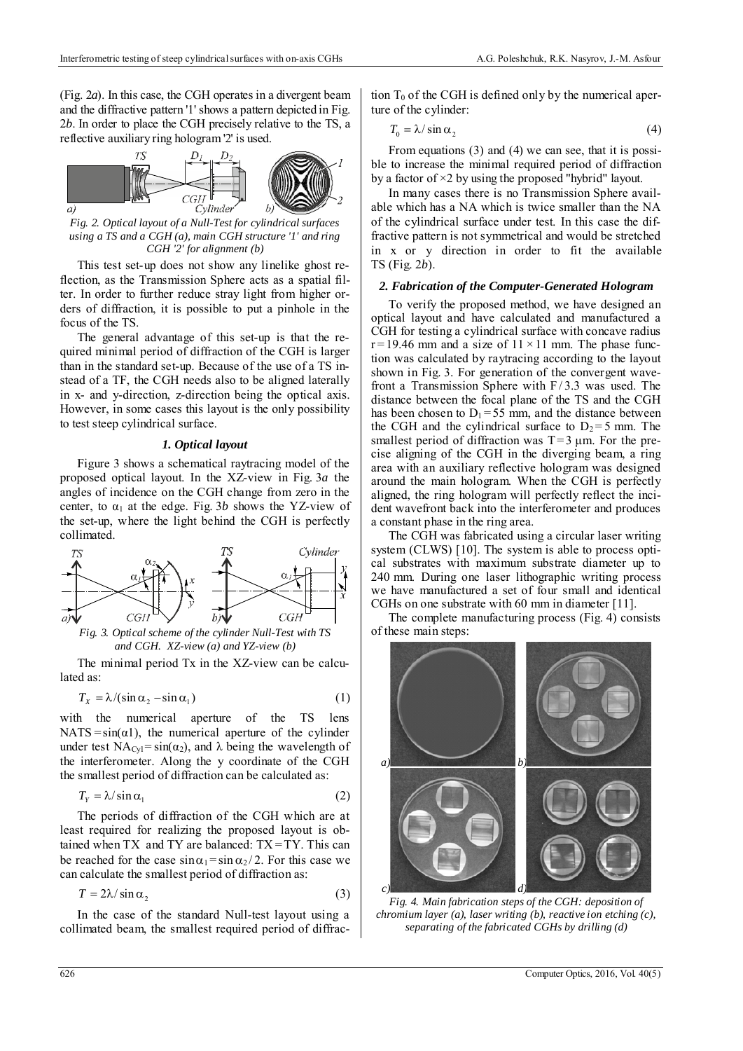(Fig. 2*a*). In this case, the CGH operates in a divergent beam and the diffractive pattern '1' shows a pattern depicted in Fig. 2*b*. In order to place the CGH precisely relative to the TS, a reflective auxiliary ring hologram '2' is used.

*Fig. 2. Optical layout of a Null-Test for cylindrical surfaces using a TS and a CGH (a), main CGH structure '1' and ring CGH '2' for alignment (b)*

This test set-up does not show any linelike ghost reflection, as the Transmission Sphere acts as a spatial filter. In order to further reduce stray light from higher orders of diffraction, it is possible to put a pinhole in the focus of the TS.

The general advantage of this set-up is that the required minimal period of diffraction of the CGH is larger than in the standard set-up. Because of the use of a TS instead of a TF, the CGH needs also to be aligned laterally in x- and y-direction, z-direction being the optical axis. However, in some cases this layout is the only possibility to test steep cylindrical surface.

### *1. Optical layout*

Figure 3 shows a schematical raytracing model of the proposed optical layout. In the XZ-view in Fig. 3*a* the angles of incidence on the CGH change from zero in the center, to $\alpha_1$ at the edge. Fig. 3*b* shows the YZ-view of the set-up, where the light behind the CGH is perfectly collimated.

*Fig. 3. Optical scheme of the cylinder Null-Test with TS and CGH. XZ-view (a) and YZ-view (b)*

The minimal period Tx in the XZ-view can be calculated as:

$$T_X = \lambda / (\sin\alpha_2 - \sin\alpha_1) \tag{1}$$

with the numerical aperture of the TS lens $NA_{TS} = \sin(\alpha 1)$, the numerical aperture of the cylinder under test $NA_{Cyl} = \sin(\alpha_2)$, and $\lambda$ being the wavelength of the interferometer. Along the y coordinate of the CGH the smallest period of diffraction can be calculated as:

$$T_Y = \lambda / \sin\alpha_1 \tag{2}$$

The periods of diffraction of the CGH which are at least required for realizing the proposed layout is obtained when TX and TY are balanced: TX = TY. This can be reached for the case $\sin\alpha_1 = \sin\alpha_2 / 2$. For this case we can calculate the smallest period of diffraction as:

$$T = 2\lambda / \sin\alpha_2 \tag{3}$$

In the case of the standard Null-test layout using a collimated beam, the smallest required period of diffraction $T_0$ of the CGH is defined only by the numerical aperture of the cylinder:

$$T_0 = \lambda / \sin\alpha_2 \tag{4}$$

From equations (3) and (4) we can see, that it is possible to increase the minimal required period of diffraction by a factor of ×2 by using the proposed "hybrid" layout.

In many cases there is no Transmission Sphere available which has a NA which is twice smaller than the NA of the cylindrical surface under test. In this case the diffractive pattern is not symmetrical and would be stretched in x or y direction in order to fit the available TS (Fig. 2*b*).

### *2. Fabrication of the Computer-Generated Hologram*

To verify the proposed method, we have designed an optical layout and have calculated and manufactured a CGH for testing a cylindrical surface with concave radius r = 19.46 mm and a size of 11 × 11 mm. The phase function was calculated by raytracing according to the layout shown in Fig. 3. For generation of the convergent wavefront a Transmission Sphere with F / 3.3 was used. The distance between the focal plane of the TS and the CGH has been chosen to $D_1 = 55$ mm, and the distance between the CGH and the cylindrical surface to $D_2 = 5$ mm. The smallest period of diffraction was T = 3 µm. For the precise aligning of the CGH in the diverging beam, a ring area with an auxiliary reflective hologram was designed around the main hologram. When the CGH is perfectly aligned, the ring hologram will perfectly reflect the incident wavefront back into the interferometer and produces a constant phase in the ring area.

The CGH was fabricated using a circular laser writing system (CLWS) [10]. The system is able to process optical substrates with maximum substrate diameter up to 240 mm. During one laser lithographic writing process we have manufactured a set of four small and identical CGHs on one substrate with 60 mm in diameter [11].

The complete manufacturing process (Fig. 4) consists of these main steps:

*Fig. 4. Main fabrication steps of the CGH: deposition of chromium layer (a), laser writing (b), reactive ion etching (c), separating of the fabricated CGHs by drilling (d)*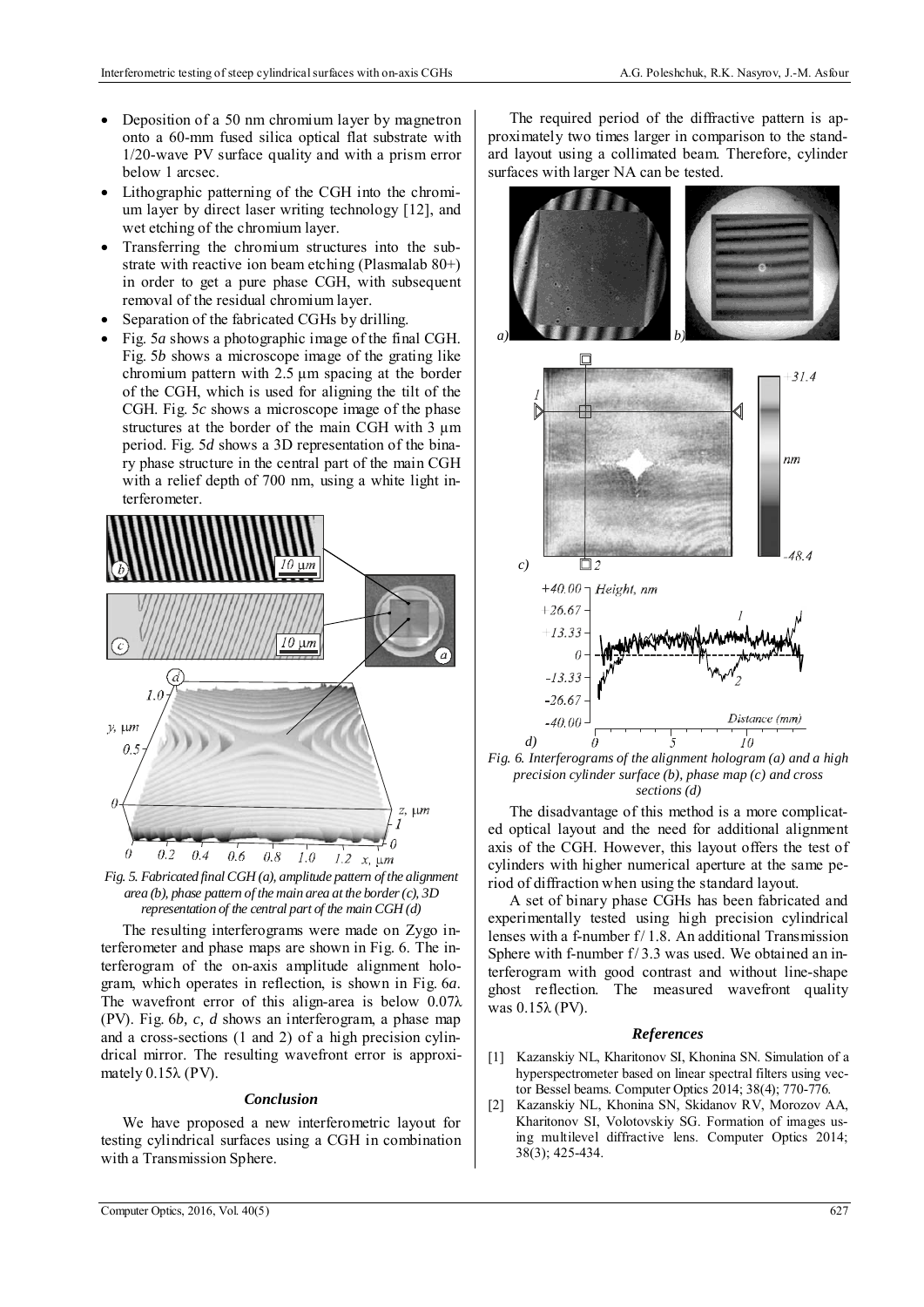- Deposition of a 50 nm chromium layer by magnetron onto a 60-mm fused silica optical flat substrate with 1/20-wave PV surface quality and with a prism error below 1 arcsec.
- Lithographic patterning of the CGH into the chromium layer by direct laser writing technology [12], and wet etching of the chromium layer.
- Transferring the chromium structures into the substrate with reactive ion beam etching (Plasmalab 80+) in order to get a pure phase CGH, with subsequent removal of the residual chromium layer.
- Separation of the fabricated CGHs by drilling.
- Fig. 5*a* shows a photographic image of the final CGH. Fig. 5*b* shows a microscope image of the grating like chromium pattern with 2.5 µm spacing at the border of the CGH, which is used for aligning the tilt of the CGH. Fig. 5*c* shows a microscope image of the phase structures at the border of the main CGH with 3 µm period. Fig. 5*d* shows a 3D representation of the binary phase structure in the central part of the main CGH with a relief depth of 700 nm, using a white light interferometer.

*Fig. 5. Fabricated final CGH (a), amplitude pattern of the alignment area (b), phase pattern of the main area at the border (c), 3D representation of the central part of the main CGH (d)*

The resulting interferograms were made on Zygo interferometer and phase maps are shown in Fig. 6. The interferogram of the on-axis amplitude alignment hologram, which operates in reflection, is shown in Fig. 6*a*. The wavefront error of this align-area is below 0.07λ (PV). Fig. 6*b, c, d* shows an interferogram, a phase map and a cross-sections (1 and 2) of a high precision cylindrical mirror. The resulting wavefront error is approximately 0.15λ (PV).

### Conclusion

We have proposed a new interferometric layout for testing cylindrical surfaces using a CGH in combination with a Transmission Sphere.

The required period of the diffractive pattern is approximately two times larger in comparison to the standard layout using a collimated beam. Therefore, cylinder surfaces with larger NA can be tested.

*Fig. 6. Interferograms of the alignment hologram (a) and a high precision cylinder surface (b), phase map (c) and cross sections (d)*

The disadvantage of this method is a more complicated optical layout and the need for additional alignment axis of the CGH. However, this layout offers the test of cylinders with higher numerical aperture at the same period of diffraction when using the standard layout.

A set of binary phase CGHs has been fabricated and experimentally tested using high precision cylindrical lenses with a f-number f/1.8. An additional Transmission Sphere with f-number f/3.3 was used. We obtained an interferogram with good contrast and without line-shape ghost reflection. The measured wavefront quality was 0.15λ (PV).

### References

[1] Kazanskiy NL, Kharitonov SI, Khonina SN. Simulation of a hyperspectrometer based on linear spectral filters using vector Bessel beams. Computer Optics 2014; 38(4); 770-776.

[2] Kazanskiy NL, Khonina SN, Skidanov RV, Morozov AA, Kharitonov SI, Volotovskiy SG. Formation of images using multilevel diffractive lens. Computer Optics 2014; 38(3); 425-434.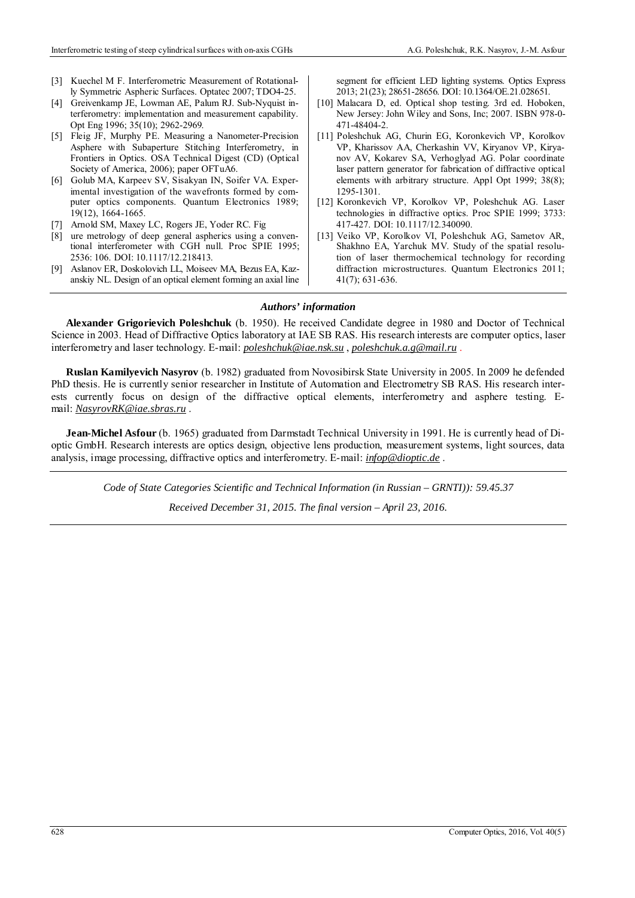[3] Kuechel M F. Interferometric Measurement of Rotationally Symmetric Aspheric Surfaces. Optatec 2007; TDO4-25.

[4] Greivenkamp JE, Lowman AE, Palum RJ. Sub-Nyquist interferometry: implementation and measurement capability. Opt Eng 1996; 35(10); 2962-2969.

[5] Fleig JF, Murphy PE. Measuring a Nanometer-Precision Asphere with Subaperture Stitching Interferometry, in Frontiers in Optics. OSA Technical Digest (CD) (Optical Society of America, 2006); paper OFTuA6.

[6] Golub MA, Karpeev SV, Sisakyan IN, Soifer VA. Experimental investigation of the wavefronts formed by computer optics components. Quantum Electronics 1989; 19(12), 1664-1665.

[7] Arnold SM, Maxey LC, Rogers JE, Yoder RC. Fig

[8] ure metrology of deep general aspherics using a conventional interferometer with CGH null. Proc SPIE 1995; 2536: 106. DOI: 10.1117/12.218413.

[9] Aslanov ER, Doskolovich LL, Moiseev MA, Bezus EA, Kazanskiy NL. Design of an optical element forming an axial line segment for efficient LED lighting systems. Optics Express 2013; 21(23); 28651-28656. DOI: 10.1364/OE.21.028651.

[10] Malacara D, ed. Optical shop testing. 3rd ed. Hoboken, New Jersey: John Wiley and Sons, Inc; 2007. ISBN 978-0-471-48404-2.

[11] Poleshchuk AG, Churin EG, Koronkevich VP, Korolkov VP, Kharissov AA, Cherkashin VV, Kiryanov VP, Kiryanov AV, Kokarev SA, Verhoglyad AG. Polar coordinate laser pattern generator for fabrication of diffractive optical elements with arbitrary structure. Appl Opt 1999; 38(8); 1295-1301.

[12] Koronkevich VP, Korolkov VP, Poleshchuk AG. Laser technologies in diffractive optics. Proc SPIE 1999; 3733: 417-427. DOI: 10.1117/12.340090.

[13] Veiko VP, Korolkov VI, Poleshchuk AG, Sametov AR, Shakhno EA, Yarchuk MV. Study of the spatial resolution of laser thermochemical technology for recording diffraction microstructures. Quantum Electronics 2011; 41(7); 631-636.

### *Authors' information*

**Alexander Grigorievich Poleshchuk** (b. 1950). He received Candidate degree in 1980 and Doctor of Technical Science in 2003. Head of Diffractive Optics laboratory at IAE SB RAS. His research interests are computer optics, laser interferometry and laser technology. E-mail: *poleshchuk@iae.nsk.su* , *poleshchuk.a.g@mail.ru* .

**Ruslan Kamilyevich Nasyrov** (b. 1982) graduated from Novosibirsk State University in 2005. In 2009 he defended PhD thesis. He is currently senior researcher in Institute of Automation and Electrometry SB RAS. His research interests currently focus on design of the diffractive optical elements, interferometry and asphere testing. E-mail: *NasyrovRK@iae.sbras.ru* .

**Jean-Michel Asfour** (b. 1965) graduated from Darmstadt Technical University in 1991. He is currently head of Dioptic GmbH. Research interests are optics design, objective lens production, measurement systems, light sources, data analysis, image processing, diffractive optics and interferometry. E-mail: *infop@dioptic.de* .

*Code of State Categories Scientific and Technical Information (in Russian – GRNTI)): 59.45.37*

*Received December 31, 2015. The final version – April 23, 2016.*